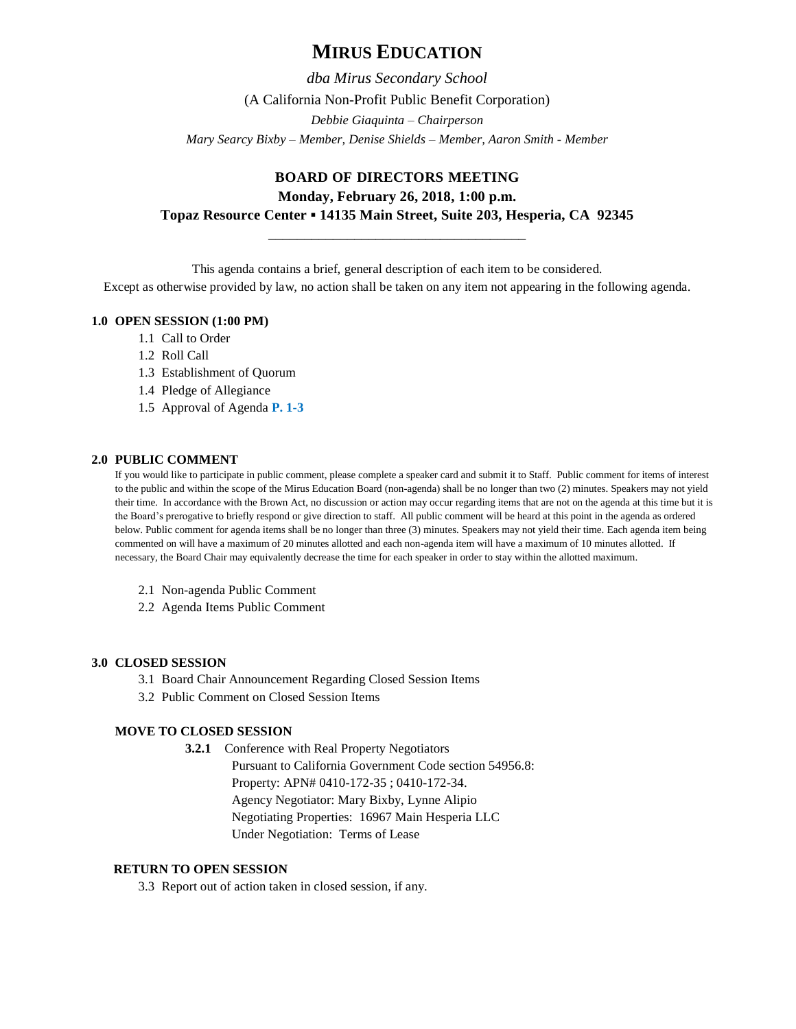# MIRUS EDUCATION

*dba Mirus Secondary School*

(A California Non-Profit Public Benefit Corporation)

*Debbie Giaquinta – Chairperson*

*Mary Searcy Bixby – Member, Denise Shields – Member, Aaron Smith - Member*

## BOARD OF DIRECTORS MEETING

**Monday, February 26, 2018, 1:00 p.m.**

**Topaz Resource Center ▪ 14135 Main Street, Suite 203, Hesperia, CA 92345**

---

This agenda contains a brief, general description of each item to be considered.
Except as otherwise provided by law, no action shall be taken on any item not appearing in the following agenda.

**1.0 OPEN SESSION (1:00 PM)**

- 1.1 Call to Order
- 1.2 Roll Call
- 1.3 Establishment of Quorum
- 1.4 Pledge of Allegiance
- 1.5 Approval of Agenda **P. 1-3**

**2.0 PUBLIC COMMENT**

If you would like to participate in public comment, please complete a speaker card and submit it to Staff. Public comment for items of interest to the public and within the scope of the Mirus Education Board (non-agenda) shall be no longer than two (2) minutes. Speakers may not yield their time. In accordance with the Brown Act, no discussion or action may occur regarding items that are not on the agenda at this time but it is the Board's prerogative to briefly respond or give direction to staff. All public comment will be heard at this point in the agenda as ordered below. Public comment for agenda items shall be no longer than three (3) minutes. Speakers may not yield their time. Each agenda item being commented on will have a maximum of 20 minutes allotted and each non-agenda item will have a maximum of 10 minutes allotted. If necessary, the Board Chair may equivalently decrease the time for each speaker in order to stay within the allotted maximum.

- 2.1 Non-agenda Public Comment
- 2.2 Agenda Items Public Comment

**3.0 CLOSED SESSION**

- 3.1 Board Chair Announcement Regarding Closed Session Items
- 3.2 Public Comment on Closed Session Items

**MOVE TO CLOSED SESSION**

**3.2.1** Conference with Real Property Negotiators
Pursuant to California Government Code section 54956.8:
Property: APN# 0410-172-35 ; 0410-172-34.
Agency Negotiator: Mary Bixby, Lynne Alipio
Negotiating Properties: 16967 Main Hesperia LLC
Under Negotiation: Terms of Lease

**RETURN TO OPEN SESSION**

- 3.3 Report out of action taken in closed session, if any.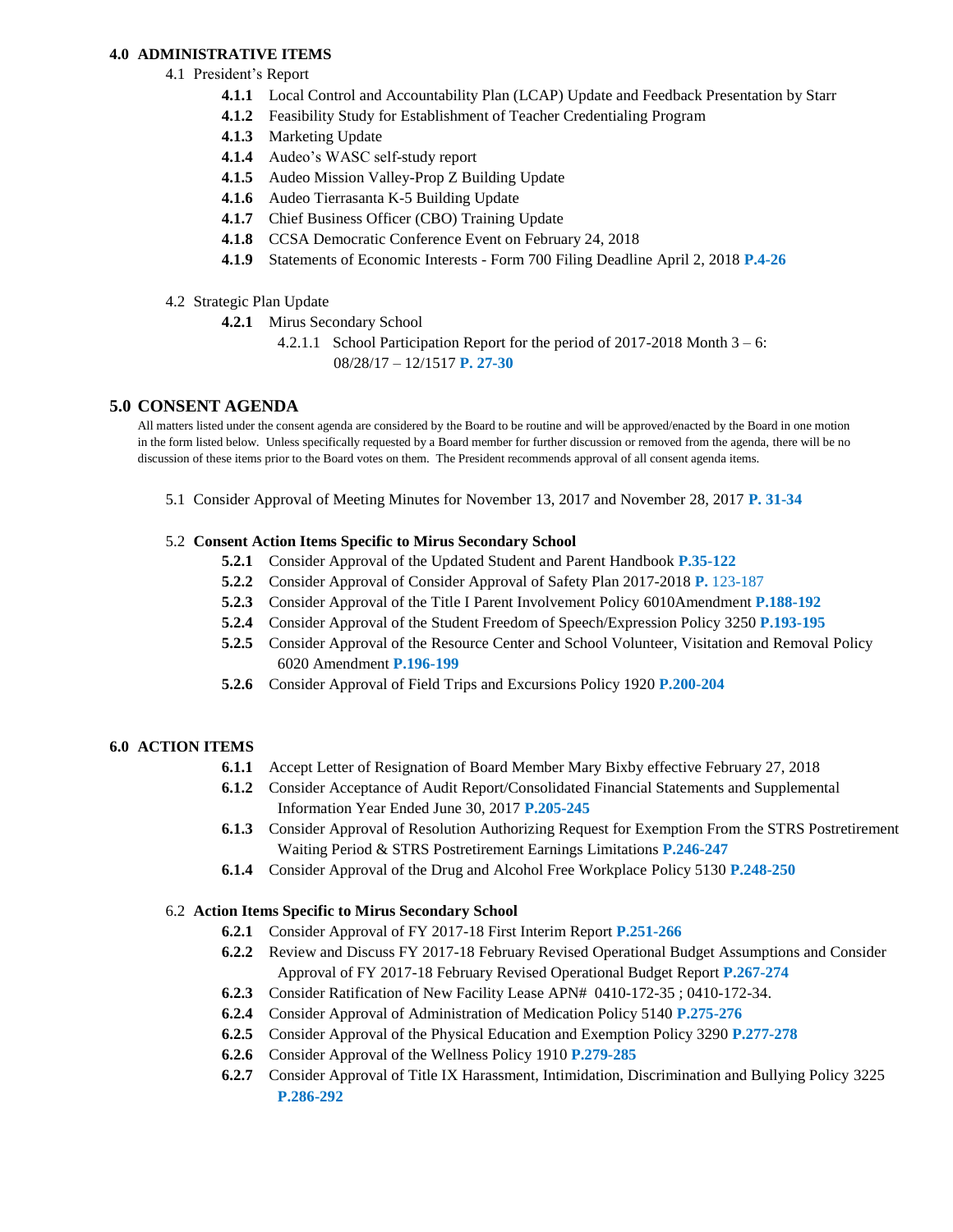**4.0 ADMINISTRATIVE ITEMS**

4.1 President's Report

- **4.1.1** Local Control and Accountability Plan (LCAP) Update and Feedback Presentation by Starr
- **4.1.2** Feasibility Study for Establishment of Teacher Credentialing Program
- **4.1.3** Marketing Update
- **4.1.4** Audeo's WASC self-study report
- **4.1.5** Audeo Mission Valley-Prop Z Building Update
- **4.1.6** Audeo Tierrasanta K-5 Building Update
- **4.1.7** Chief Business Officer (CBO) Training Update
- **4.1.8** CCSA Democratic Conference Event on February 24, 2018
- **4.1.9** Statements of Economic Interests - Form 700 Filing Deadline April 2, 2018 **P.4-26**

4.2 Strategic Plan Update

- **4.2.1** Mirus Secondary School
  - 4.2.1.1 School Participation Report for the period of 2017-2018 Month 3 – 6: 08/28/17 – 12/1517 **P. 27-30**

## 5.0 CONSENT AGENDA

All matters listed under the consent agenda are considered by the Board to be routine and will be approved/enacted by the Board in one motion in the form listed below. Unless specifically requested by a Board member for further discussion or removed from the agenda, there will be no discussion of these items prior to the Board votes on them. The President recommends approval of all consent agenda items.

5.1 Consider Approval of Meeting Minutes for November 13, 2017 and November 28, 2017 **P. 31-34**

5.2 **Consent Action Items Specific to Mirus Secondary School**

- **5.2.1** Consider Approval of the Updated Student and Parent Handbook **P.35-122**
- **5.2.2** Consider Approval of Consider Approval of Safety Plan 2017-2018 **P.** 123-187
- **5.2.3** Consider Approval of the Title I Parent Involvement Policy 6010Amendment **P.188-192**
- **5.2.4** Consider Approval of the Student Freedom of Speech/Expression Policy 3250 **P.193-195**
- **5.2.5** Consider Approval of the Resource Center and School Volunteer, Visitation and Removal Policy 6020 Amendment **P.196-199**
- **5.2.6** Consider Approval of Field Trips and Excursions Policy 1920 **P.200-204**

**6.0 ACTION ITEMS**

- **6.1.1** Accept Letter of Resignation of Board Member Mary Bixby effective February 27, 2018
- **6.1.2** Consider Acceptance of Audit Report/Consolidated Financial Statements and Supplemental Information Year Ended June 30, 2017 **P.205-245**
- **6.1.3** Consider Approval of Resolution Authorizing Request for Exemption From the STRS Postretirement Waiting Period & STRS Postretirement Earnings Limitations **P.246-247**
- **6.1.4** Consider Approval of the Drug and Alcohol Free Workplace Policy 5130 **P.248-250**

6.2 **Action Items Specific to Mirus Secondary School**

- **6.2.1** Consider Approval of FY 2017-18 First Interim Report **P.251-266**
- **6.2.2** Review and Discuss FY 2017-18 February Revised Operational Budget Assumptions and Consider Approval of FY 2017-18 February Revised Operational Budget Report **P.267-274**
- **6.2.3** Consider Ratification of New Facility Lease APN# 0410-172-35 ; 0410-172-34.
- **6.2.4** Consider Approval of Administration of Medication Policy 5140 **P.275-276**
- **6.2.5** Consider Approval of the Physical Education and Exemption Policy 3290 **P.277-278**
- **6.2.6** Consider Approval of the Wellness Policy 1910 **P.279-285**
- **6.2.7** Consider Approval of Title IX Harassment, Intimidation, Discrimination and Bullying Policy 3225 **P.286-292**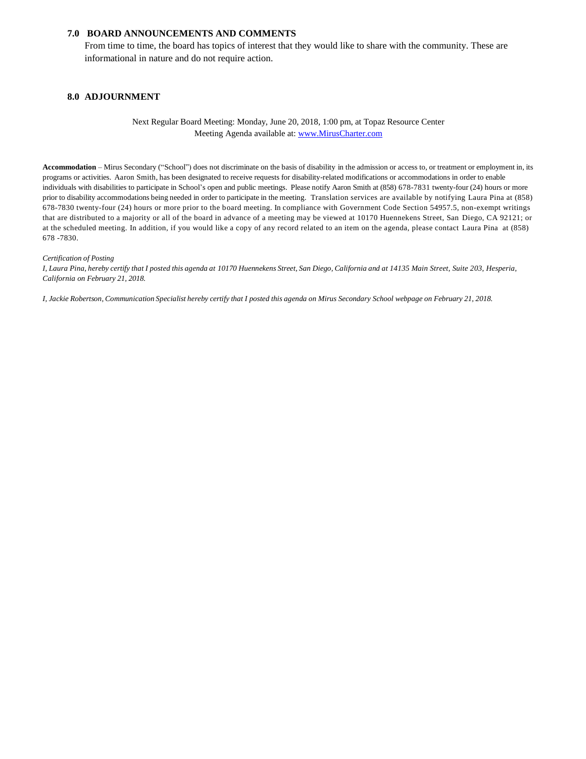### 7.0 BOARD ANNOUNCEMENTS AND COMMENTS

From time to time, the board has topics of interest that they would like to share with the community. These are informational in nature and do not require action.

### 8.0 ADJOURNMENT

Next Regular Board Meeting: Monday, June 20, 2018, 1:00 pm, at Topaz Resource Center
Meeting Agenda available at: [www.MirusCharter.com](http://www.MirusCharter.com)

**Accommodation** – Mirus Secondary ("School") does not discriminate on the basis of disability in the admission or access to, or treatment or employment in, its programs or activities. Aaron Smith, has been designated to receive requests for disability-related modifications or accommodations in order to enable individuals with disabilities to participate in School's open and public meetings. Please notify Aaron Smith at (858) 678-7831 twenty-four (24) hours or more prior to disability accommodations being needed in order to participate in the meeting. Translation services are available by notifying Laura Pina at (858) 678-7830 twenty-four (24) hours or more prior to the board meeting. In compliance with Government Code Section 54957.5, non-exempt writings that are distributed to a majority or all of the board in advance of a meeting may be viewed at 10170 Huennekens Street, San Diego, CA 92121; or at the scheduled meeting. In addition, if you would like a copy of any record related to an item on the agenda, please contact Laura Pina at (858) 678 -7830.

*Certification of Posting*
*I, Laura Pina, hereby certify that I posted this agenda at 10170 Huennekens Street, San Diego, California and at 14135 Main Street, Suite 203, Hesperia, California on February 21, 2018.*

*I, Jackie Robertson, Communication Specialist hereby certify that I posted this agenda on Mirus Secondary School webpage on February 21, 2018.*